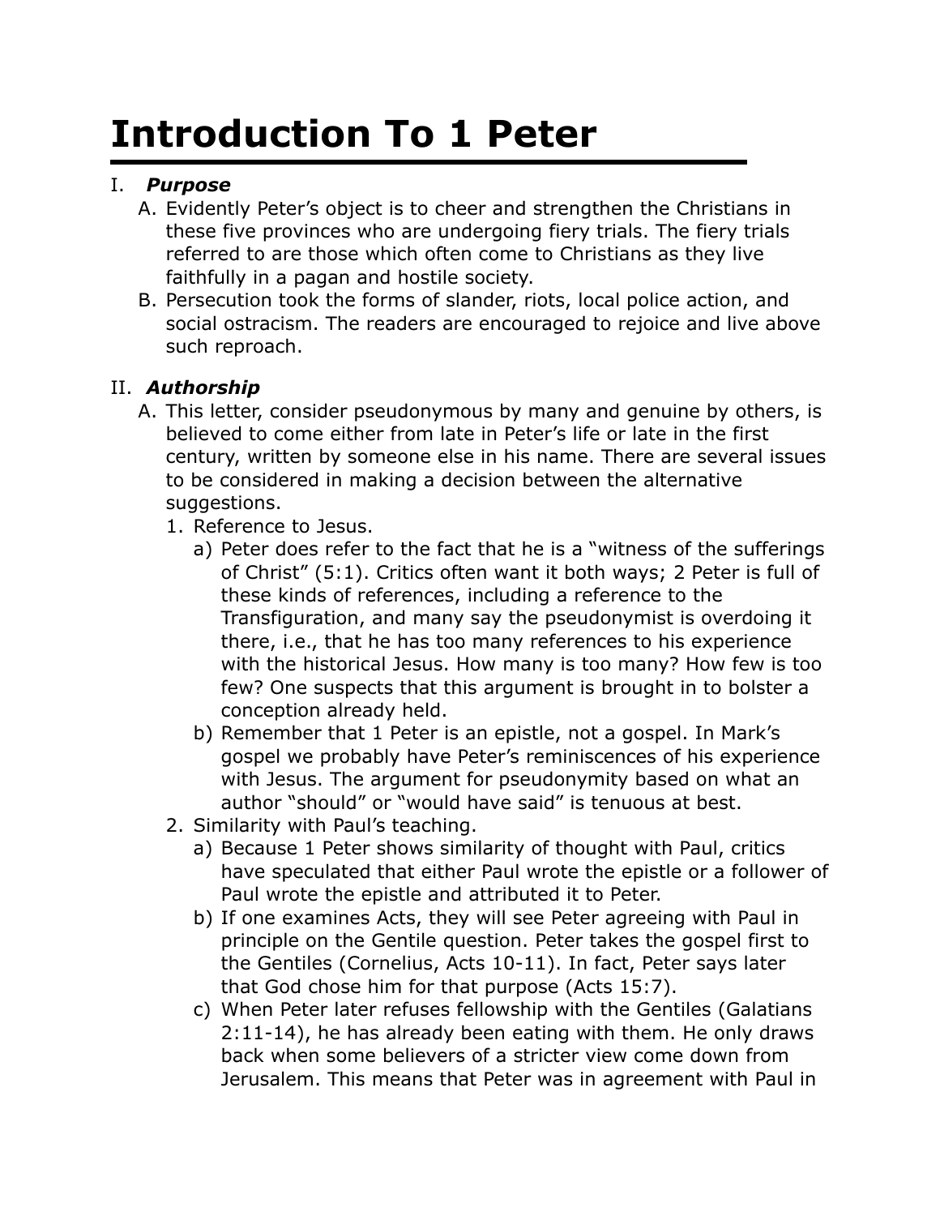# Introduction To 1 Peter

I. ***Purpose***

A. Evidently Peter's object is to cheer and strengthen the Christians in these five provinces who are undergoing fiery trials. The fiery trials referred to are those which often come to Christians as they live faithfully in a pagan and hostile society.

B. Persecution took the forms of slander, riots, local police action, and social ostracism. The readers are encouraged to rejoice and live above such reproach.

II. ***Authorship***

A. This letter, consider pseudonymous by many and genuine by others, is believed to come either from late in Peter's life or late in the first century, written by someone else in his name. There are several issues to be considered in making a decision between the alternative suggestions.

1. Reference to Jesus.
   a) Peter does refer to the fact that he is a "witness of the sufferings of Christ" (5:1). Critics often want it both ways; 2 Peter is full of these kinds of references, including a reference to the Transfiguration, and many say the pseudonymist is overdoing it there, i.e., that he has too many references to his experience with the historical Jesus. How many is too many? How few is too few? One suspects that this argument is brought in to bolster a conception already held.
   b) Remember that 1 Peter is an epistle, not a gospel. In Mark's gospel we probably have Peter's reminiscences of his experience with Jesus. The argument for pseudonymity based on what an author "should" or "would have said" is tenuous at best.
2. Similarity with Paul's teaching.
   a) Because 1 Peter shows similarity of thought with Paul, critics have speculated that either Paul wrote the epistle or a follower of Paul wrote the epistle and attributed it to Peter.
   b) If one examines Acts, they will see Peter agreeing with Paul in principle on the Gentile question. Peter takes the gospel first to the Gentiles (Cornelius, Acts 10-11). In fact, Peter says later that God chose him for that purpose (Acts 15:7).
   c) When Peter later refuses fellowship with the Gentiles (Galatians 2:11-14), he has already been eating with them. He only draws back when some believers of a stricter view come down from Jerusalem. This means that Peter was in agreement with Paul in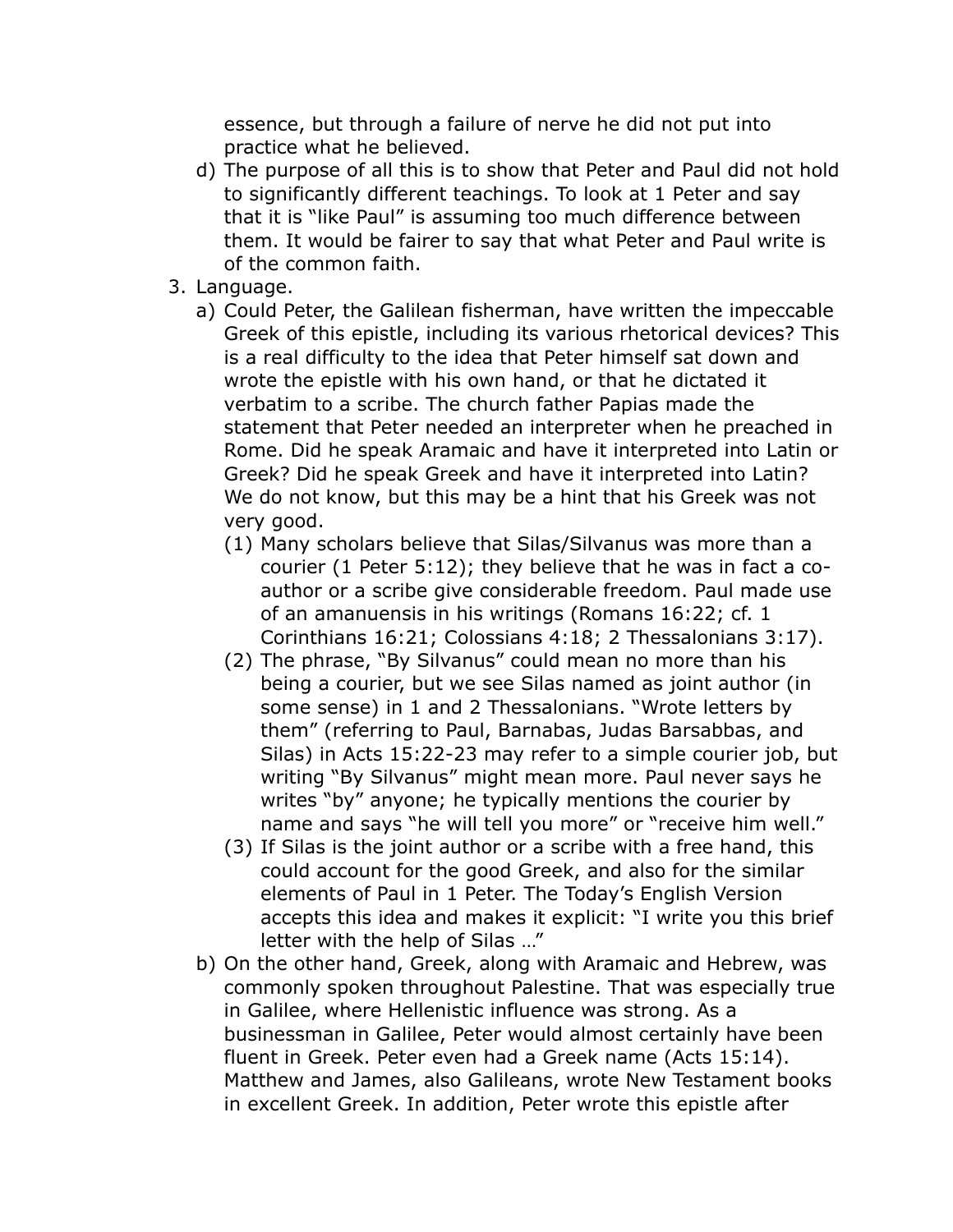essence, but through a failure of nerve he did not put into practice what he believed.

d) The purpose of all this is to show that Peter and Paul did not hold to significantly different teachings. To look at 1 Peter and say that it is "like Paul" is assuming too much difference between them. It would be fairer to say that what Peter and Paul write is of the common faith.

3. Language.

   a) Could Peter, the Galilean fisherman, have written the impeccable Greek of this epistle, including its various rhetorical devices? This is a real difficulty to the idea that Peter himself sat down and wrote the epistle with his own hand, or that he dictated it verbatim to a scribe. The church father Papias made the statement that Peter needed an interpreter when he preached in Rome. Did he speak Aramaic and have it interpreted into Latin or Greek? Did he speak Greek and have it interpreted into Latin? We do not know, but this may be a hint that his Greek was not very good.

      (1) Many scholars believe that Silas/Silvanus was more than a courier (1 Peter 5:12); they believe that he was in fact a co-author or a scribe give considerable freedom. Paul made use of an amanuensis in his writings (Romans 16:22; cf. 1 Corinthians 16:21; Colossians 4:18; 2 Thessalonians 3:17).

      (2) The phrase, "By Silvanus" could mean no more than his being a courier, but we see Silas named as joint author (in some sense) in 1 and 2 Thessalonians. "Wrote letters by them" (referring to Paul, Barnabas, Judas Barsabbas, and Silas) in Acts 15:22-23 may refer to a simple courier job, but writing "By Silvanus" might mean more. Paul never says he writes "by" anyone; he typically mentions the courier by name and says "he will tell you more" or "receive him well."

      (3) If Silas is the joint author or a scribe with a free hand, this could account for the good Greek, and also for the similar elements of Paul in 1 Peter. The Today's English Version accepts this idea and makes it explicit: "I write you this brief letter with the help of Silas …"

   b) On the other hand, Greek, along with Aramaic and Hebrew, was commonly spoken throughout Palestine. That was especially true in Galilee, where Hellenistic influence was strong. As a businessman in Galilee, Peter would almost certainly have been fluent in Greek. Peter even had a Greek name (Acts 15:14). Matthew and James, also Galileans, wrote New Testament books in excellent Greek. In addition, Peter wrote this epistle after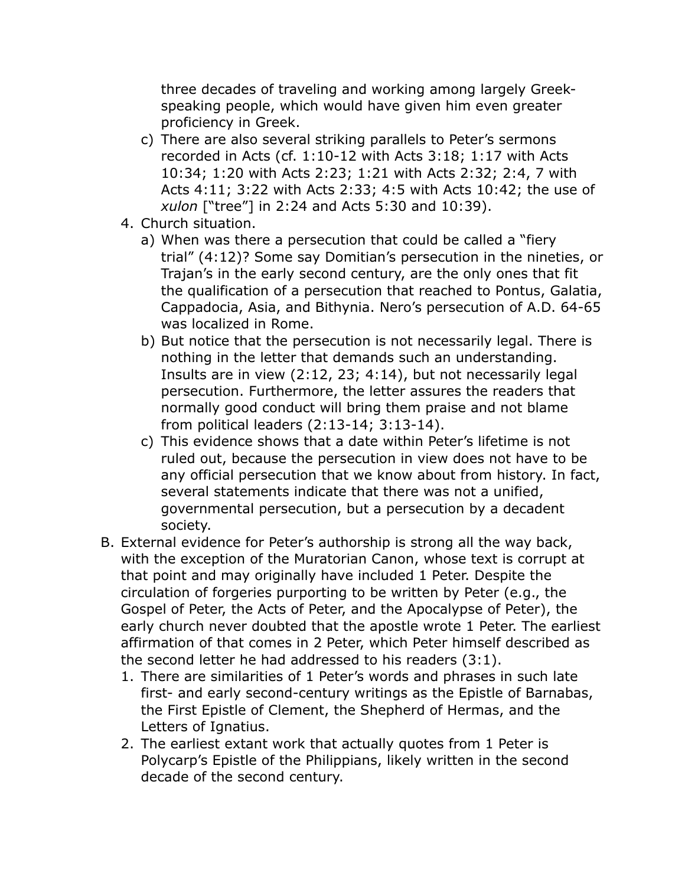three decades of traveling and working among largely Greek-speaking people, which would have given him even greater proficiency in Greek.

   c) There are also several striking parallels to Peter's sermons recorded in Acts (cf. 1:10-12 with Acts 3:18; 1:17 with Acts 10:34; 1:20 with Acts 2:23; 1:21 with Acts 2:32; 2:4, 7 with Acts 4:11; 3:22 with Acts 2:33; 4:5 with Acts 10:42; the use of *xulon* ["tree"] in 2:24 and Acts 5:30 and 10:39).

4. Church situation.
   a) When was there a persecution that could be called a "fiery trial" (4:12)? Some say Domitian's persecution in the nineties, or Trajan's in the early second century, are the only ones that fit the qualification of a persecution that reached to Pontus, Galatia, Cappadocia, Asia, and Bithynia. Nero's persecution of A.D. 64-65 was localized in Rome.
   b) But notice that the persecution is not necessarily legal. There is nothing in the letter that demands such an understanding. Insults are in view (2:12, 23; 4:14), but not necessarily legal persecution. Furthermore, the letter assures the readers that normally good conduct will bring them praise and not blame from political leaders (2:13-14; 3:13-14).
   c) This evidence shows that a date within Peter's lifetime is not ruled out, because the persecution in view does not have to be any official persecution that we know about from history. In fact, several statements indicate that there was not a unified, governmental persecution, but a persecution by a decadent society.

B. External evidence for Peter's authorship is strong all the way back, with the exception of the Muratorian Canon, whose text is corrupt at that point and may originally have included 1 Peter. Despite the circulation of forgeries purporting to be written by Peter (e.g., the Gospel of Peter, the Acts of Peter, and the Apocalypse of Peter), the early church never doubted that the apostle wrote 1 Peter. The earliest affirmation of that comes in 2 Peter, which Peter himself described as the second letter he had addressed to his readers (3:1).
   1. There are similarities of 1 Peter's words and phrases in such late first- and early second-century writings as the Epistle of Barnabas, the First Epistle of Clement, the Shepherd of Hermas, and the Letters of Ignatius.
   2. The earliest extant work that actually quotes from 1 Peter is Polycarp's Epistle of the Philippians, likely written in the second decade of the second century.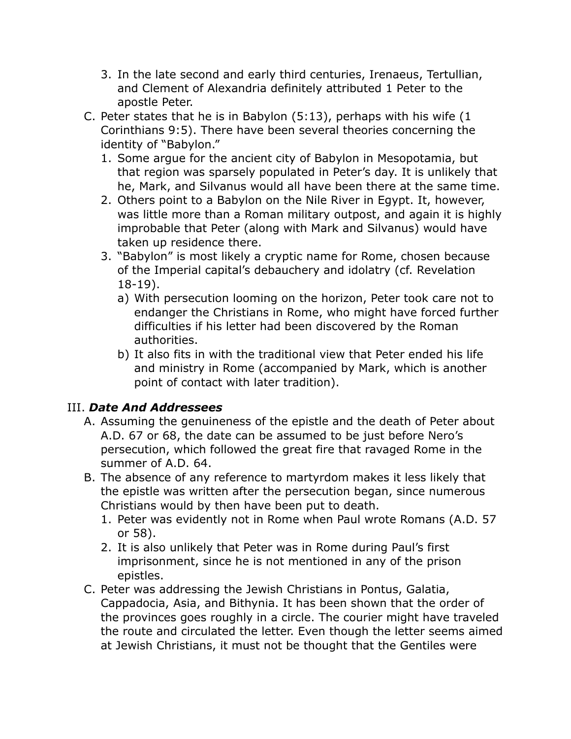3. In the late second and early third centuries, Irenaeus, Tertullian, and Clement of Alexandria definitely attributed 1 Peter to the apostle Peter.

C. Peter states that he is in Babylon (5:13), perhaps with his wife (1 Corinthians 9:5). There have been several theories concerning the identity of "Babylon."
   1. Some argue for the ancient city of Babylon in Mesopotamia, but that region was sparsely populated in Peter's day. It is unlikely that he, Mark, and Silvanus would all have been there at the same time.
   2. Others point to a Babylon on the Nile River in Egypt. It, however, was little more than a Roman military outpost, and again it is highly improbable that Peter (along with Mark and Silvanus) would have taken up residence there.
   3. "Babylon" is most likely a cryptic name for Rome, chosen because of the Imperial capital's debauchery and idolatry (cf. Revelation 18-19).
      a) With persecution looming on the horizon, Peter took care not to endanger the Christians in Rome, who might have forced further difficulties if his letter had been discovered by the Roman authorities.
      b) It also fits in with the traditional view that Peter ended his life and ministry in Rome (accompanied by Mark, which is another point of contact with later tradition).

## III. ***Date And Addressees***

A. Assuming the genuineness of the epistle and the death of Peter about A.D. 67 or 68, the date can be assumed to be just before Nero's persecution, which followed the great fire that ravaged Rome in the summer of A.D. 64.

B. The absence of any reference to martyrdom makes it less likely that the epistle was written after the persecution began, since numerous Christians would by then have been put to death.
   1. Peter was evidently not in Rome when Paul wrote Romans (A.D. 57 or 58).
   2. It is also unlikely that Peter was in Rome during Paul's first imprisonment, since he is not mentioned in any of the prison epistles.

C. Peter was addressing the Jewish Christians in Pontus, Galatia, Cappadocia, Asia, and Bithynia. It has been shown that the order of the provinces goes roughly in a circle. The courier might have traveled the route and circulated the letter. Even though the letter seems aimed at Jewish Christians, it must not be thought that the Gentiles were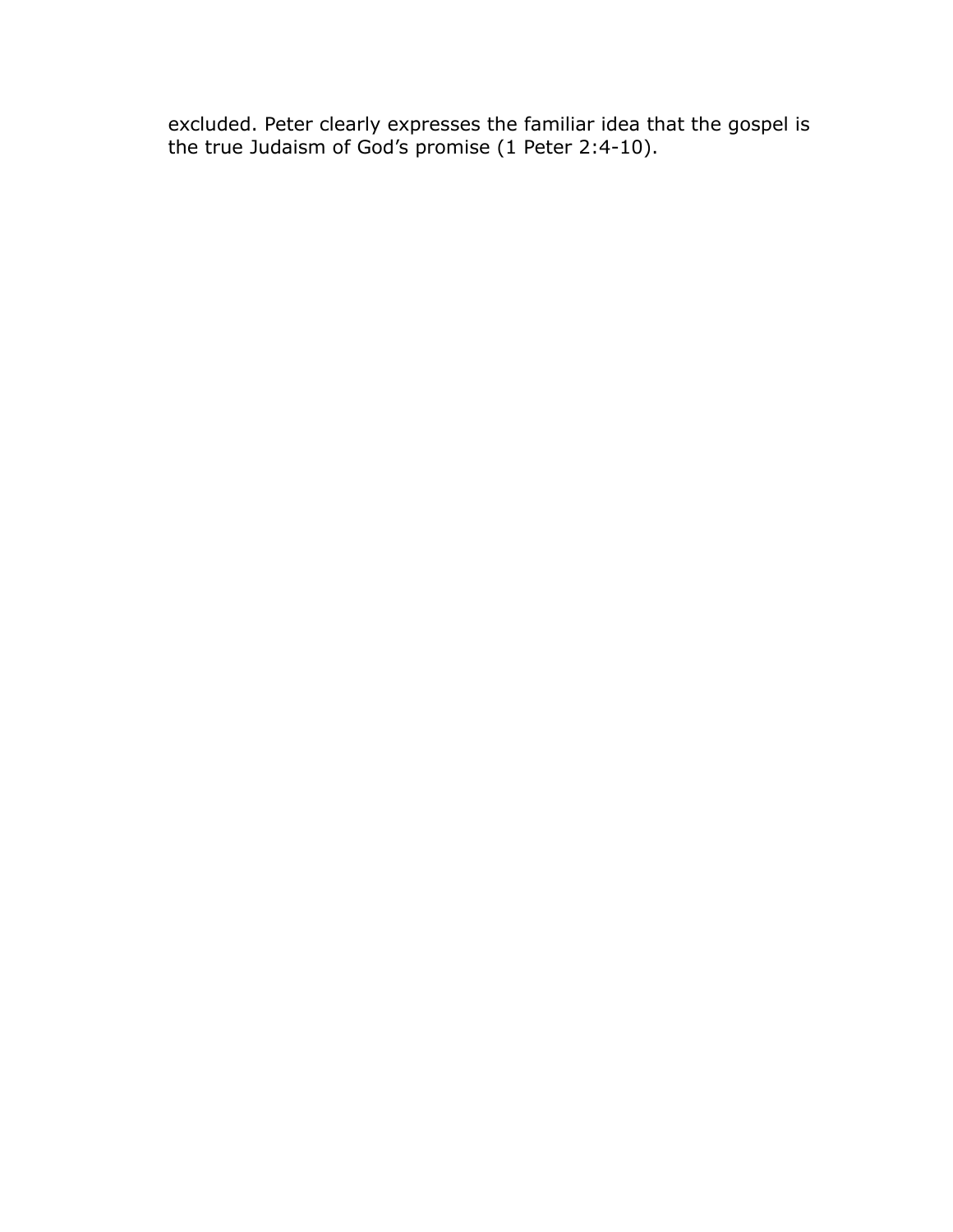excluded. Peter clearly expresses the familiar idea that the gospel is the true Judaism of God’s promise (1 Peter 2:4-10).